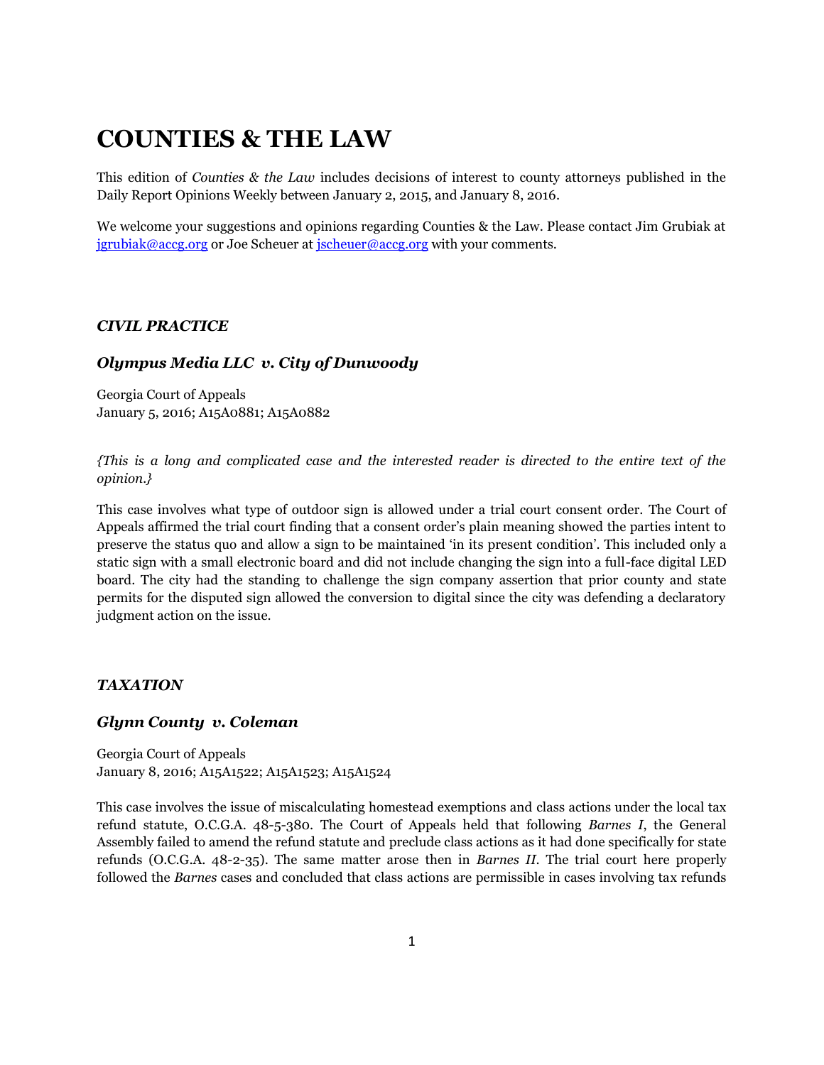# COUNTIES & THE LAW

This edition of *Counties & the Law* includes decisions of interest to county attorneys published in the Daily Report Opinions Weekly between January 2, 2015, and January 8, 2016.

We welcome your suggestions and opinions regarding Counties & the Law. Please contact Jim Grubiak at [jgrubiak@accg.org](mailto:jgrubiak@accg.org) or Joe Scheuer at [jscheuer@accg.org](mailto:jscheuer@accg.org) with your comments.

### *CIVIL PRACTICE*

### *Olympus Media LLC v. City of Dunwoody*

Georgia Court of Appeals
January 5, 2016; A15A0881; A15A0882

*{This is a long and complicated case and the interested reader is directed to the entire text of the opinion.}*

This case involves what type of outdoor sign is allowed under a trial court consent order. The Court of Appeals affirmed the trial court finding that a consent order's plain meaning showed the parties intent to preserve the status quo and allow a sign to be maintained 'in its present condition'. This included only a static sign with a small electronic board and did not include changing the sign into a full-face digital LED board. The city had the standing to challenge the sign company assertion that prior county and state permits for the disputed sign allowed the conversion to digital since the city was defending a declaratory judgment action on the issue.

### *TAXATION*

### *Glynn County v. Coleman*

Georgia Court of Appeals
January 8, 2016; A15A1522; A15A1523; A15A1524

This case involves the issue of miscalculating homestead exemptions and class actions under the local tax refund statute, O.C.G.A. 48-5-380. The Court of Appeals held that following *Barnes I*, the General Assembly failed to amend the refund statute and preclude class actions as it had done specifically for state refunds (O.C.G.A. 48-2-35). The same matter arose then in *Barnes II*. The trial court here properly followed the *Barnes* cases and concluded that class actions are permissible in cases involving tax refunds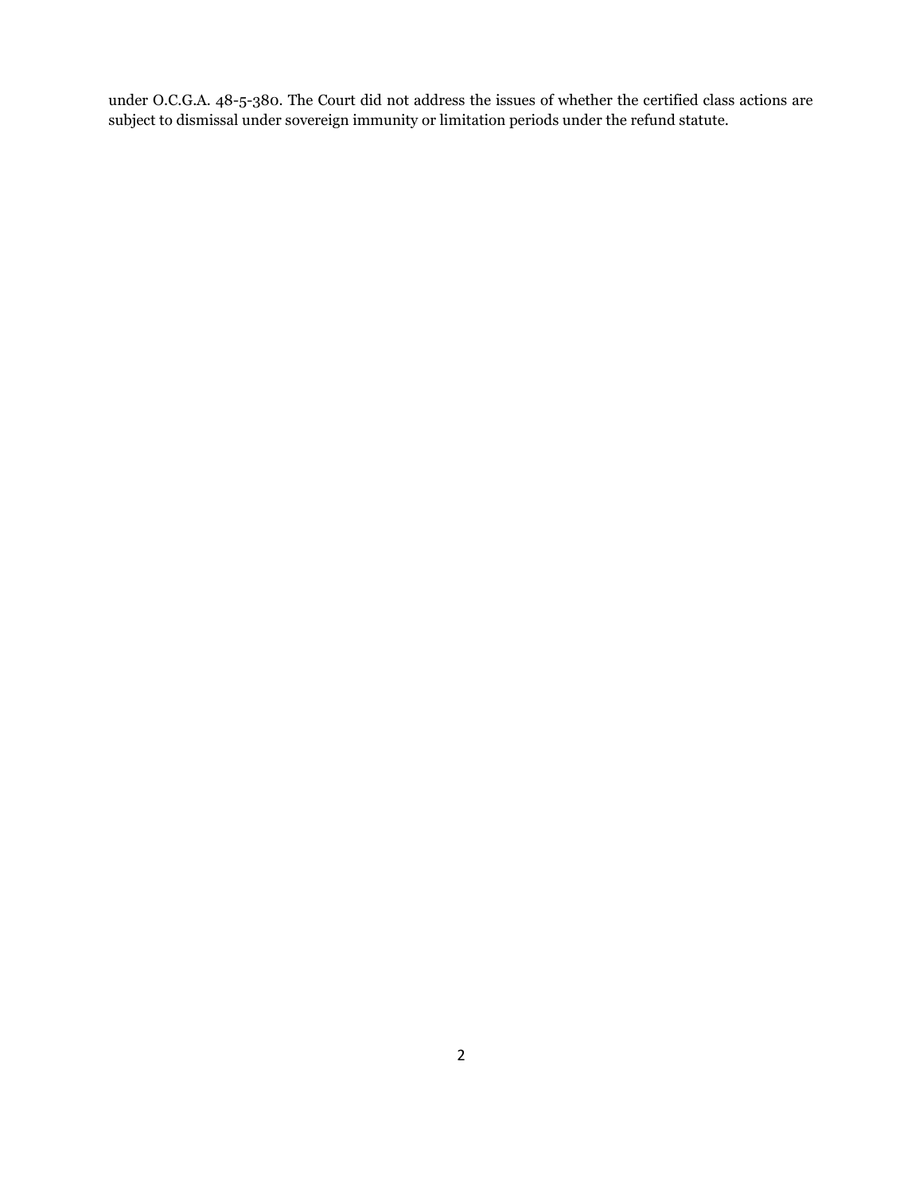under O.C.G.A. 48-5-380. The Court did not address the issues of whether the certified class actions are subject to dismissal under sovereign immunity or limitation periods under the refund statute.